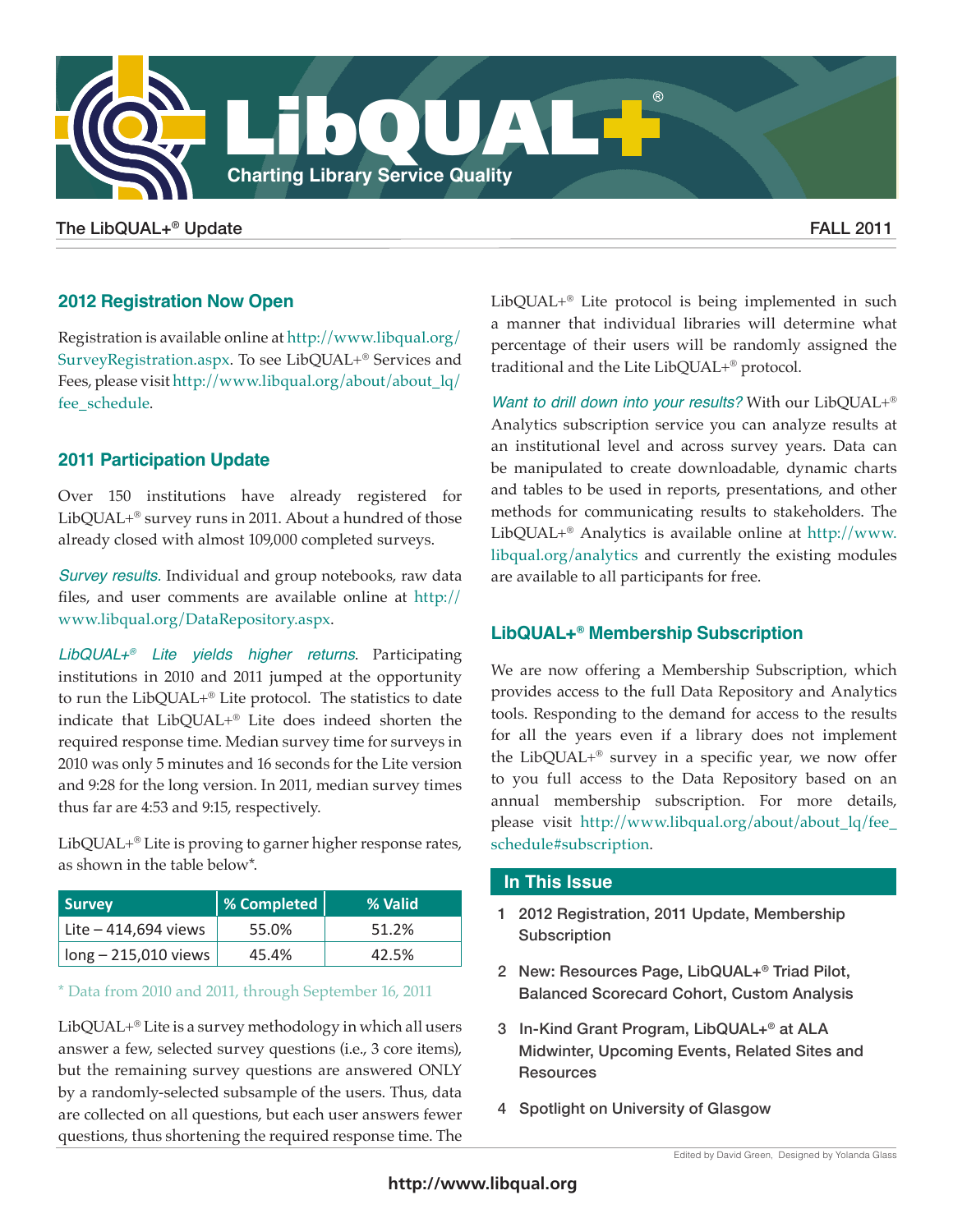# LibQUAL+®

Charting Library Service Quality

The LibQUAL+® Update — FALL 2011

## 2012 Registration Now Open

Registration is available online at http://www.libqual.org/SurveyRegistration.aspx. To see LibQUAL+® Services and Fees, please visit http://www.libqual.org/about/about_lq/fee_schedule.

## 2011 Participation Update

Over 150 institutions have already registered for LibQUAL+® survey runs in 2011. About a hundred of those already closed with almost 109,000 completed surveys.

*Survey results.* Individual and group notebooks, raw data files, and user comments are available online at http://www.libqual.org/DataRepository.aspx.

*LibQUAL+® Lite yields higher returns.* Participating institutions in 2010 and 2011 jumped at the opportunity to run the LibQUAL+® Lite protocol. The statistics to date indicate that LibQUAL+® Lite does indeed shorten the required response time. Median survey time for surveys in 2010 was only 5 minutes and 16 seconds for the Lite version and 9:28 for the long version. In 2011, median survey times thus far are 4:53 and 9:15, respectively.

LibQUAL+® Lite is proving to garner higher response rates, as shown in the table below*.

| Survey | % Completed | % Valid |
|---|---|---|
| Lite – 414,694 views | 55.0% | 51.2% |
| long – 215,010 views | 45.4% | 42.5% |

* Data from 2010 and 2011, through September 16, 2011

LibQUAL+® Lite is a survey methodology in which all users answer a few, selected survey questions (i.e., 3 core items), but the remaining survey questions are answered ONLY by a randomly-selected subsample of the users. Thus, data are collected on all questions, but each user answers fewer questions, thus shortening the required response time. The LibQUAL+® Lite protocol is being implemented in such a manner that individual libraries will determine what percentage of their users will be randomly assigned the traditional and the Lite LibQUAL+® protocol.

*Want to drill down into your results?* With our LibQUAL+® Analytics subscription service you can analyze results at an institutional level and across survey years. Data can be manipulated to create downloadable, dynamic charts and tables to be used in reports, presentations, and other methods for communicating results to stakeholders. The LibQUAL+® Analytics is available online at http://www.libqual.org/analytics and currently the existing modules are available to all participants for free.

## LibQUAL+® Membership Subscription

We are now offering a Membership Subscription, which provides access to the full Data Repository and Analytics tools. Responding to the demand for access to the results for all the years even if a library does not implement the LibQUAL+® survey in a specific year, we now offer to you full access to the Data Repository based on an annual membership subscription. For more details, please visit http://www.libqual.org/about/about_lq/fee_schedule#subscription.

## In This Issue

1. 2012 Registration, 2011 Update, Membership Subscription
2. New: Resources Page, LibQUAL+® Triad Pilot, Balanced Scorecard Cohort, Custom Analysis
3. In-Kind Grant Program, LibQUAL+® at ALA Midwinter, Upcoming Events, Related Sites and Resources
4. Spotlight on University of Glasgow

Edited by David Green, Designed by Yolanda Glass

http://www.libqual.org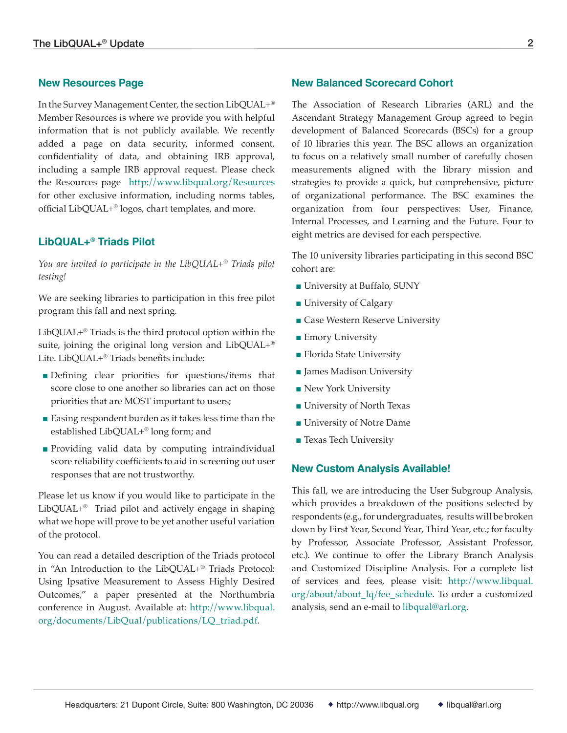## New Resources Page

In the Survey Management Center, the section LibQUAL+® Member Resources is where we provide you with helpful information that is not publicly available. We recently added a page on data security, informed consent, confidentiality of data, and obtaining IRB approval, including a sample IRB approval request. Please check the Resources page http://www.libqual.org/Resources for other exclusive information, including norms tables, official LibQUAL+® logos, chart templates, and more.

## LibQUAL+® Triads Pilot

*You are invited to participate in the LibQUAL+® Triads pilot testing!*

We are seeking libraries to participation in this free pilot program this fall and next spring.

LibQUAL+® Triads is the third protocol option within the suite, joining the original long version and LibQUAL+® Lite. LibQUAL+® Triads benefits include:

- Defining clear priorities for questions/items that score close to one another so libraries can act on those priorities that are MOST important to users;
- Easing respondent burden as it takes less time than the established LibQUAL+® long form; and
- Providing valid data by computing intraindividual score reliability coefficients to aid in screening out user responses that are not trustworthy.

Please let us know if you would like to participate in the LibQUAL+® Triad pilot and actively engage in shaping what we hope will prove to be yet another useful variation of the protocol.

You can read a detailed description of the Triads protocol in "An Introduction to the LibQUAL+® Triads Protocol: Using Ipsative Measurement to Assess Highly Desired Outcomes," a paper presented at the Northumbria conference in August. Available at: http://www.libqual.org/documents/LibQual/publications/LQ_triad.pdf.

## New Balanced Scorecard Cohort

The Association of Research Libraries (ARL) and the Ascendant Strategy Management Group agreed to begin development of Balanced Scorecards (BSCs) for a group of 10 libraries this year. The BSC allows an organization to focus on a relatively small number of carefully chosen measurements aligned with the library mission and strategies to provide a quick, but comprehensive, picture of organizational performance. The BSC examines the organization from four perspectives: User, Finance, Internal Processes, and Learning and the Future. Four to eight metrics are devised for each perspective.

The 10 university libraries participating in this second BSC cohort are:

- University at Buffalo, SUNY
- University of Calgary
- Case Western Reserve University
- Emory University
- Florida State University
- James Madison University
- New York University
- University of North Texas
- University of Notre Dame
- Texas Tech University

## New Custom Analysis Available!

This fall, we are introducing the User Subgroup Analysis, which provides a breakdown of the positions selected by respondents (e.g., for undergraduates, results will be broken down by First Year, Second Year, Third Year, etc.; for faculty by Professor, Associate Professor, Assistant Professor, etc.). We continue to offer the Library Branch Analysis and Customized Discipline Analysis. For a complete list of services and fees, please visit: http://www.libqual.org/about/about_lq/fee_schedule. To order a customized analysis, send an e-mail to libqual@arl.org.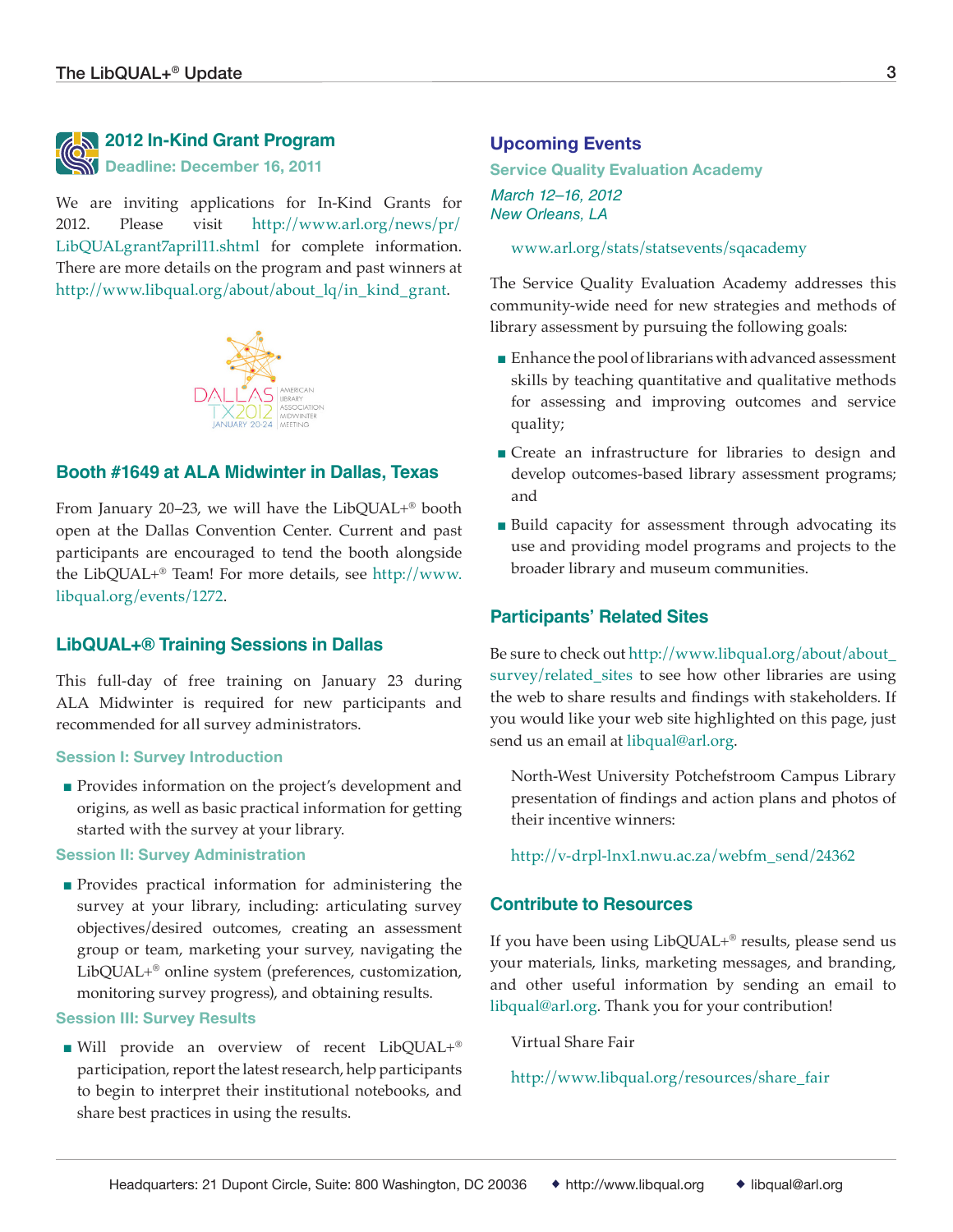## 2012 In-Kind Grant Program

**Deadline: December 16, 2011**

We are inviting applications for In-Kind Grants for 2012. Please visit http://www.arl.org/news/pr/LibQUALgrant7april11.shtml for complete information. There are more details on the program and past winners at http://www.libqual.org/about/about_lq/in_kind_grant.

## Booth #1649 at ALA Midwinter in Dallas, Texas

From January 20–23, we will have the LibQUAL+® booth open at the Dallas Convention Center. Current and past participants are encouraged to tend the booth alongside the LibQUAL+® Team! For more details, see http://www.libqual.org/events/1272.

## LibQUAL+® Training Sessions in Dallas

This full-day of free training on January 23 during ALA Midwinter is required for new participants and recommended for all survey administrators.

### Session I: Survey Introduction

- Provides information on the project's development and origins, as well as basic practical information for getting started with the survey at your library.

### Session II: Survey Administration

- Provides practical information for administering the survey at your library, including: articulating survey objectives/desired outcomes, creating an assessment group or team, marketing your survey, navigating the LibQUAL+® online system (preferences, customization, monitoring survey progress), and obtaining results.

### Session III: Survey Results

- Will provide an overview of recent LibQUAL+® participation, report the latest research, help participants to begin to interpret their institutional notebooks, and share best practices in using the results.

## Upcoming Events

### Service Quality Evaluation Academy

*March 12–16, 2012*
*New Orleans, LA*

www.arl.org/stats/statsevents/sqacademy

The Service Quality Evaluation Academy addresses this community-wide need for new strategies and methods of library assessment by pursuing the following goals:

- Enhance the pool of librarians with advanced assessment skills by teaching quantitative and qualitative methods for assessing and improving outcomes and service quality;
- Create an infrastructure for libraries to design and develop outcomes-based library assessment programs; and
- Build capacity for assessment through advocating its use and providing model programs and projects to the broader library and museum communities.

## Participants' Related Sites

Be sure to check out http://www.libqual.org/about/about_survey/related_sites to see how other libraries are using the web to share results and findings with stakeholders. If you would like your web site highlighted on this page, just send us an email at libqual@arl.org.

North-West University Potchefstroom Campus Library presentation of findings and action plans and photos of their incentive winners:

http://v-drpl-lnx1.nwu.ac.za/webfm_send/24362

## Contribute to Resources

If you have been using LibQUAL+® results, please send us your materials, links, marketing messages, and branding, and other useful information by sending an email to libqual@arl.org. Thank you for your contribution!

Virtual Share Fair

http://www.libqual.org/resources/share_fair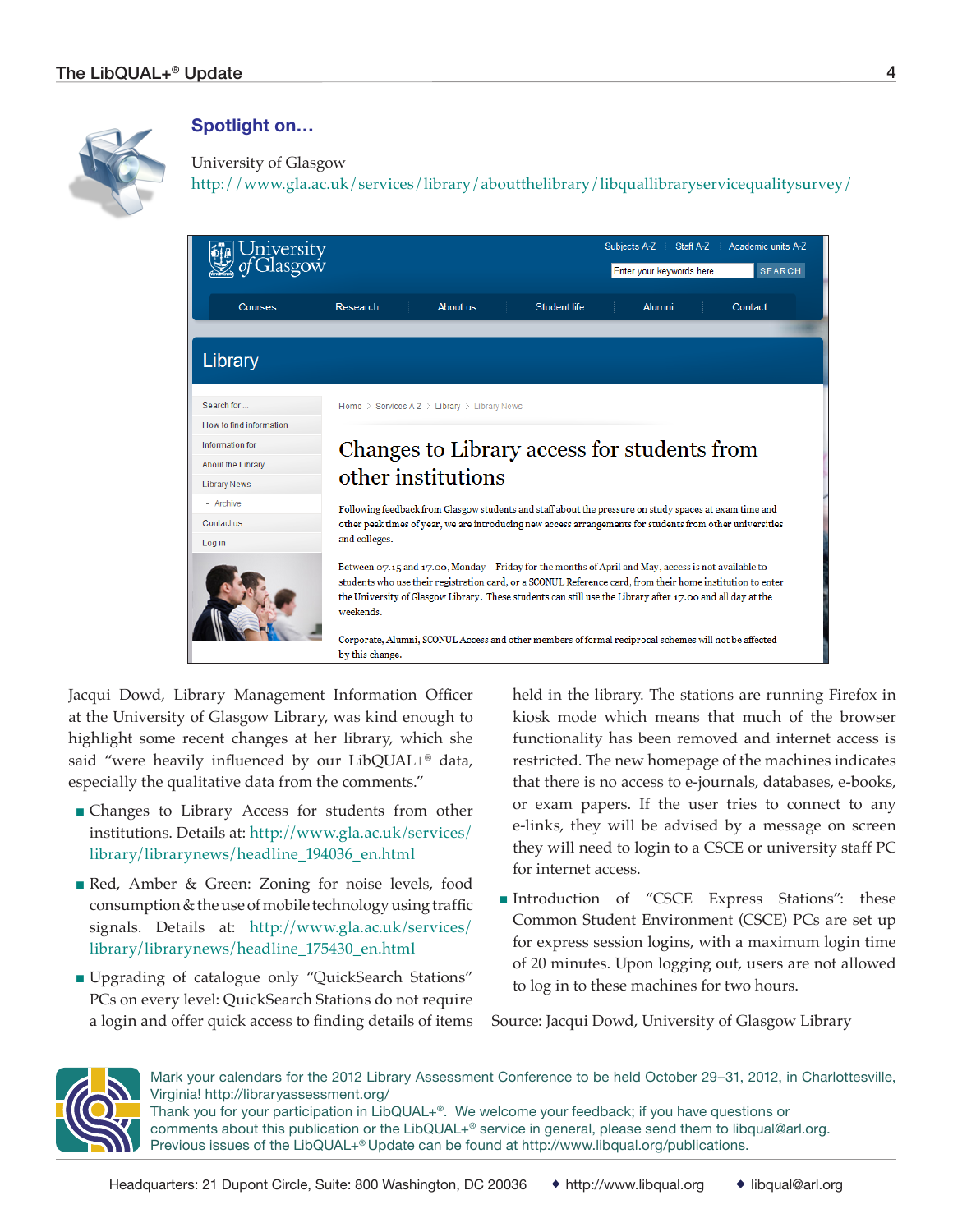## Spotlight on...

University of Glasgow
http://www.gla.ac.uk/services/library/aboutthelibrary/libquallibraryservicequalitysurvey/

Jacqui Dowd, Library Management Information Officer at the University of Glasgow Library, was kind enough to highlight some recent changes at her library, which she said "were heavily influenced by our LibQUAL+® data, especially the qualitative data from the comments."

- Changes to Library Access for students from other institutions. Details at: http://www.gla.ac.uk/services/library/librarynews/headline_194036_en.html
- Red, Amber & Green: Zoning for noise levels, food consumption & the use of mobile technology using traffic signals. Details at: http://www.gla.ac.uk/services/library/librarynews/headline_175430_en.html
- Upgrading of catalogue only "QuickSearch Stations" PCs on every level: QuickSearch Stations do not require a login and offer quick access to finding details of items held in the library. The stations are running Firefox in kiosk mode which means that much of the browser functionality has been removed and internet access is restricted. The new homepage of the machines indicates that there is no access to e-journals, databases, e-books, or exam papers. If the user tries to connect to any e-links, they will be advised by a message on screen they will need to login to a CSCE or university staff PC for internet access.
- Introduction of "CSCE Express Stations": these Common Student Environment (CSCE) PCs are set up for express session logins, with a maximum login time of 20 minutes. Upon logging out, users are not allowed to log in to these machines for two hours.

Source: Jacqui Dowd, University of Glasgow Library

Mark your calendars for the 2012 Library Assessment Conference to be held October 29–31, 2012, in Charlottesville, Virginia! http://libraryassessment.org/
Thank you for your participation in LibQUAL+®. We welcome your feedback; if you have questions or comments about this publication or the LibQUAL+® service in general, please send them to libqual@arl.org. Previous issues of the LibQUAL+® Update can be found at http://www.libqual.org/publications.

Headquarters: 21 Dupont Circle, Suite: 800 Washington, DC 20036 ◆ http://www.libqual.org ◆ libqual@arl.org